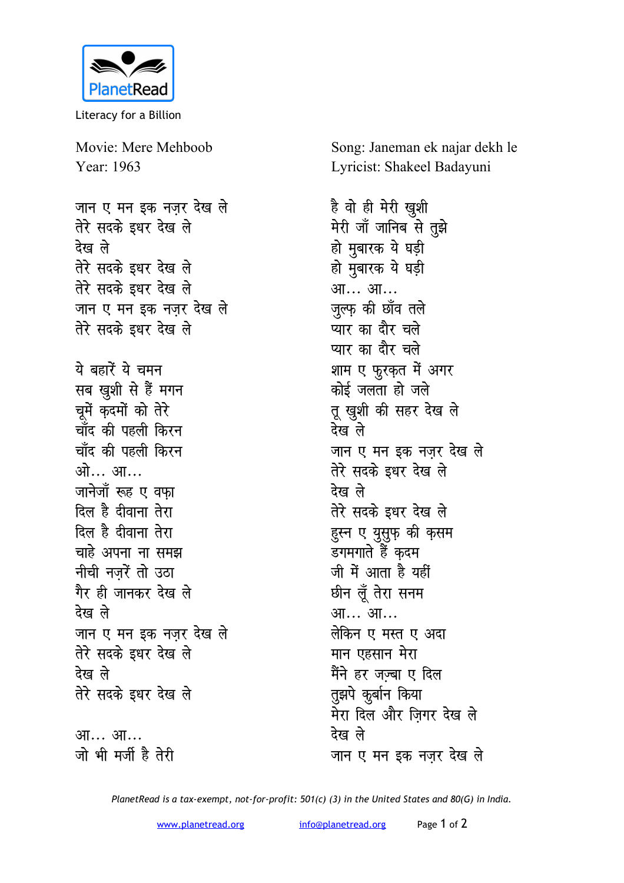PlanetRead

Literacy for a Billion

Movie: Mere Mehboob
Year: 1963

Song: Janeman ek najar dekh le
Lyricist: Shakeel Badayuni

जान ए मन इक नज़र देख ले
तेरे सदके इधर देख ले
देख ले
तेरे सदके इधर देख ले
तेरे सदके इधर देख ले
जान ए मन इक नज़र देख ले
तेरे सदके इधर देख ले

ये बहारें ये चमन
सब खुशी से हैं मगन
चूमें क़दमों को तेरे
चाँद की पहली किरन
चाँद की पहली किरन
ओ... आ...
जानेजाँ रूह ए वफ़ा
दिल है दीवाना तेरा
दिल है दीवाना तेरा
चाहे अपना ना समझ
नीची नज़रें तो उठा
गैर ही जानकर देख ले
देख ले
जान ए मन इक नज़र देख ले
तेरे सदके इधर देख ले
देख ले
तेरे सदके इधर देख ले

आ... आ...
जो भी मर्जी है तेरी
है वो ही मेरी खुशी
मेरी जाँ जानिब से तुझे
हो मुबारक ये घड़ी
हो मुबारक ये घड़ी
आ... आ...
जुल्फ़ की छाँव तले
प्यार का दौर चले
प्यार का दौर चले
शाम ए फ़ुरक़त में अगर
कोई जलता हो जले
तू खुशी की सहर देख ले
देख ले
जान ए मन इक नज़र देख ले
तेरे सदके इधर देख ले
देख ले
तेरे सदके इधर देख ले
हुस्न ए युसुफ़ की क़सम
डगमगाते हैं क़दम
जी में आता है यहीं
छीन लूँ तेरा सनम
आ... आ...
लेकिन ए मस्त ए अदा
मान एहसान मेरा
मैंने हर जज़्बा ए दिल
तुझपे कुर्बान किया
मेरा दिल और ज़िगर देख ले
देख ले
जान ए मन इक नज़र देख ले

*PlanetRead is a tax-exempt, not-for-profit: 501(c) (3) in the United States and 80(G) in India.*

www.planetread.org info@planetread.org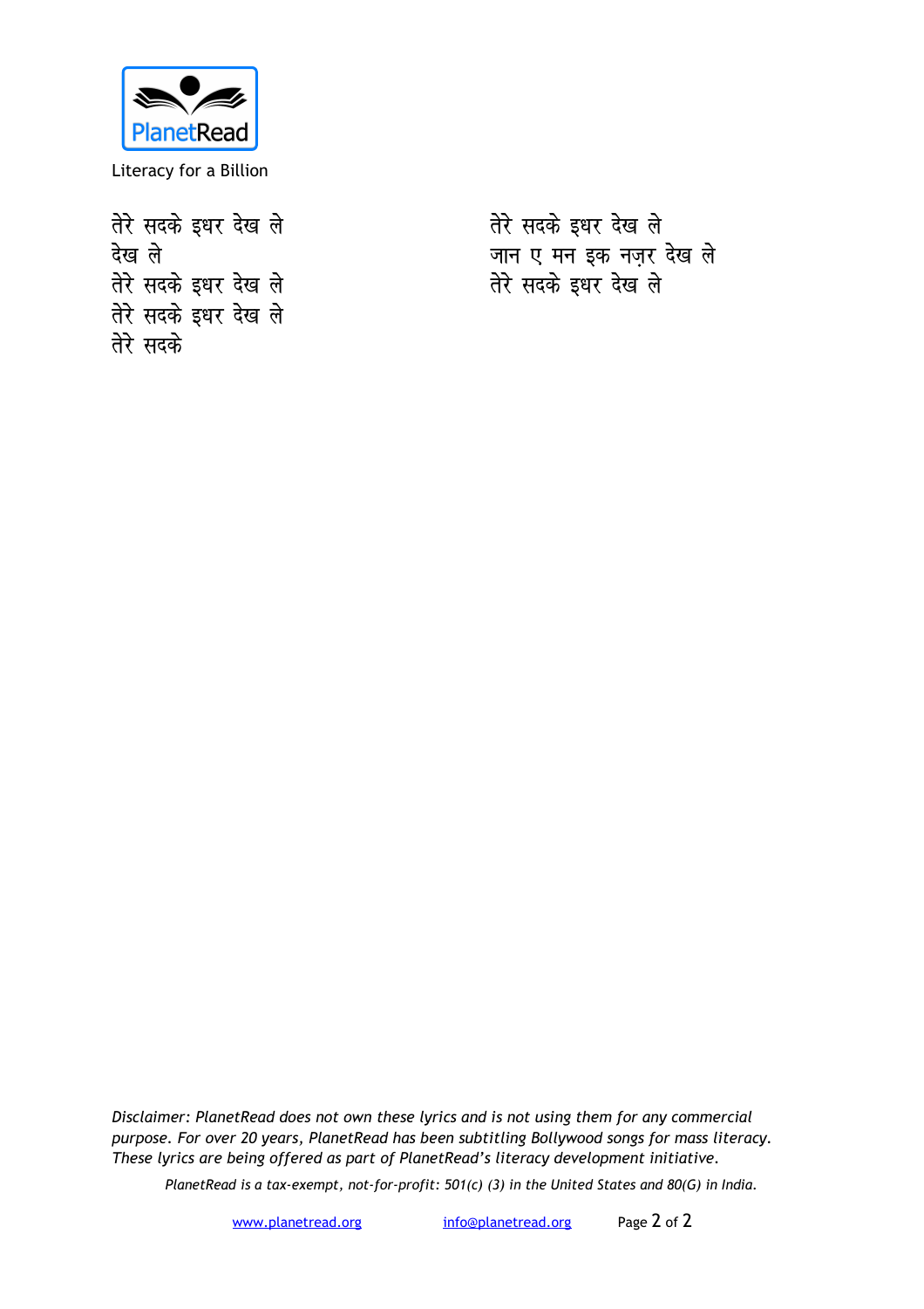तेरे सदके इधर देख ले
देख ले
तेरे सदके इधर देख ले
तेरे सदके इधर देख ले
तेरे सदके

तेरे सदके इधर देख ले
जान ए मन इक नज़र देख ले
तेरे सदके इधर देख ले

*Disclaimer: PlanetRead does not own these lyrics and is not using them for any commercial purpose. For over 20 years, PlanetRead has been subtitling Bollywood songs for mass literacy. These lyrics are being offered as part of PlanetRead's literacy development initiative.*

*PlanetRead is a tax-exempt, not-for-profit: 501(c) (3) in the United States and 80(G) in India.*

www.planetread.org info@planetread.org